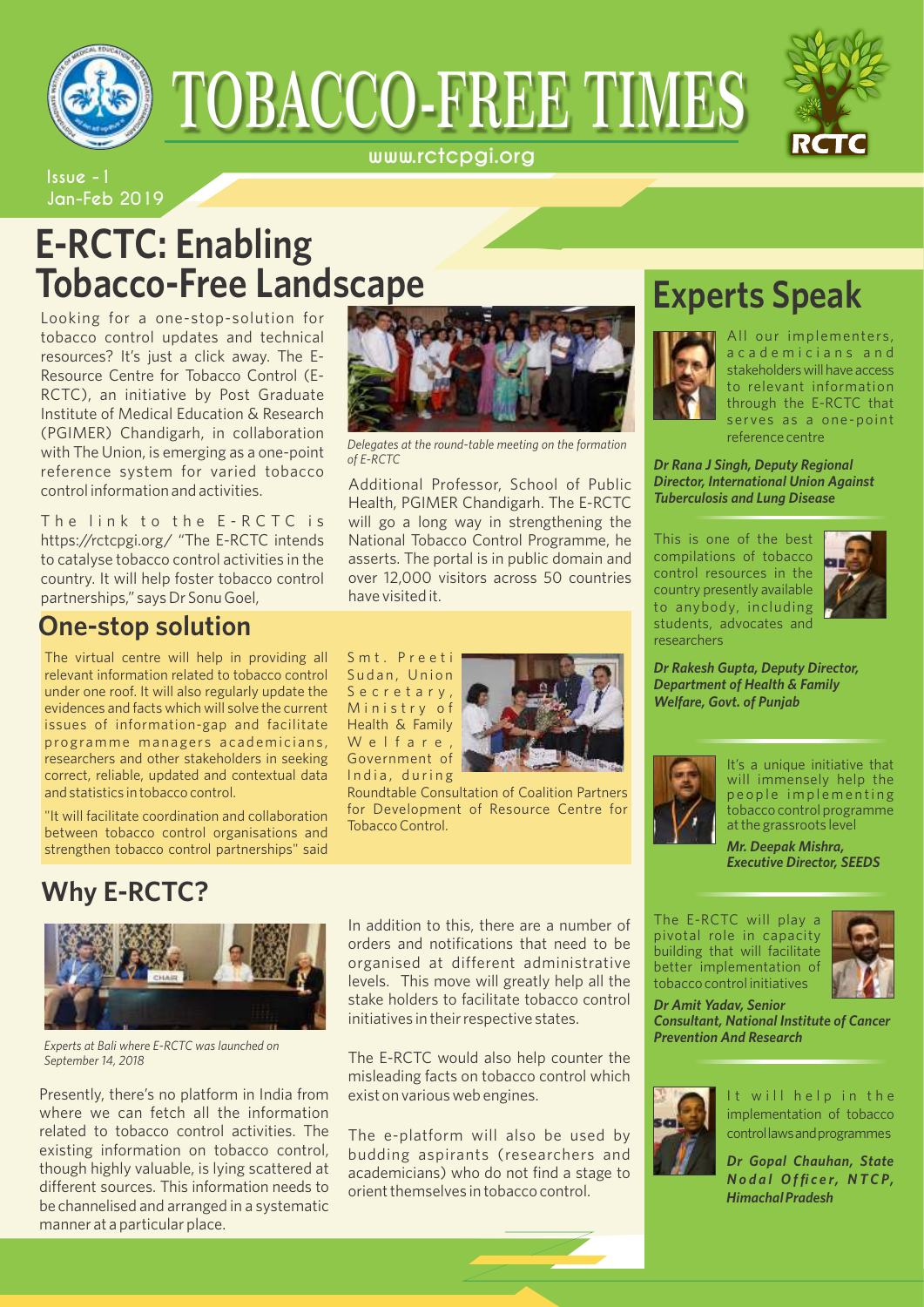# TOBACCO-FREE TIMES

www.rctcpgi.org

Issue - 1
Jan-Feb 2019

## E-RCTC: Enabling Tobacco-Free Landscape

Looking for a one-stop-solution for tobacco control updates and technical resources? It's just a click away. The E-Resource Centre for Tobacco Control (E-RCTC), an initiative by Post Graduate Institute of Medical Education & Research (PGIMER) Chandigarh, in collaboration with The Union, is emerging as a one-point reference system for varied tobacco control information and activities.

The link to the E-RCTC is https://rctcpgi.org/ "The E-RCTC intends to catalyse tobacco control activities in the country. It will help foster tobacco control partnerships," says Dr Sonu Goel, Additional Professor, School of Public Health, PGIMER Chandigarh. The E-RCTC will go a long way in strengthening the National Tobacco Control Programme, he asserts. The portal is in public domain and over 12,000 visitors across 50 countries have visited it.

*Delegates at the round-table meeting on the formation of E-RCTC*

### One-stop solution

The virtual centre will help in providing all relevant information related to tobacco control under one roof. It will also regularly update the evidences and facts which will solve the current issues of information-gap and facilitate programme managers academicians, researchers and other stakeholders in seeking correct, reliable, updated and contextual data and statistics in tobacco control.

"It will facilitate coordination and collaboration between tobacco control organisations and strengthen tobacco control partnerships" said Smt. Preeti Sudan, Union Secretary, Ministry of Health & Family Welfare, Government of India, during Roundtable Consultation of Coalition Partners for Development of Resource Centre for Tobacco Control.

## Why E-RCTC?

*Experts at Bali where E-RCTC was launched on September 14, 2018*

Presently, there's no platform in India from where we can fetch all the information related to tobacco control activities. The existing information on tobacco control, though highly valuable, is lying scattered at different sources. This information needs to be channelised and arranged in a systematic manner at a particular place.

In addition to this, there are a number of orders and notifications that need to be organised at different administrative levels. This move will greatly help all the stake holders to facilitate tobacco control initiatives in their respective states.

The E-RCTC would also help counter the misleading facts on tobacco control which exist on various web engines.

The e-platform will also be used by budding aspirants (researchers and academicians) who do not find a stage to orient themselves in tobacco control.

## Experts Speak

All our implementers, academicians and stakeholders will have access to relevant information through the E-RCTC that serves as a one-point reference centre

***Dr Rana J Singh, Deputy Regional Director, International Union Against Tuberculosis and Lung Disease***

This is one of the best compilations of tobacco control resources in the country presently available to anybody, including students, advocates and researchers

***Dr Rakesh Gupta, Deputy Director, Department of Health & Family Welfare, Govt. of Punjab***

It's a unique initiative that will immensely help the people implementing tobacco control programme at the grassroots level

***Mr. Deepak Mishra, Executive Director, SEEDS***

The E-RCTC will play a pivotal role in capacity building that will facilitate better implementation of tobacco control initiatives

***Dr Amit Yadav, Senior Consultant, National Institute of Cancer Prevention And Research***

It will help in the implementation of tobacco control laws and programmes

***Dr Gopal Chauhan, State Nodal Officer, NTCP, Himachal Pradesh***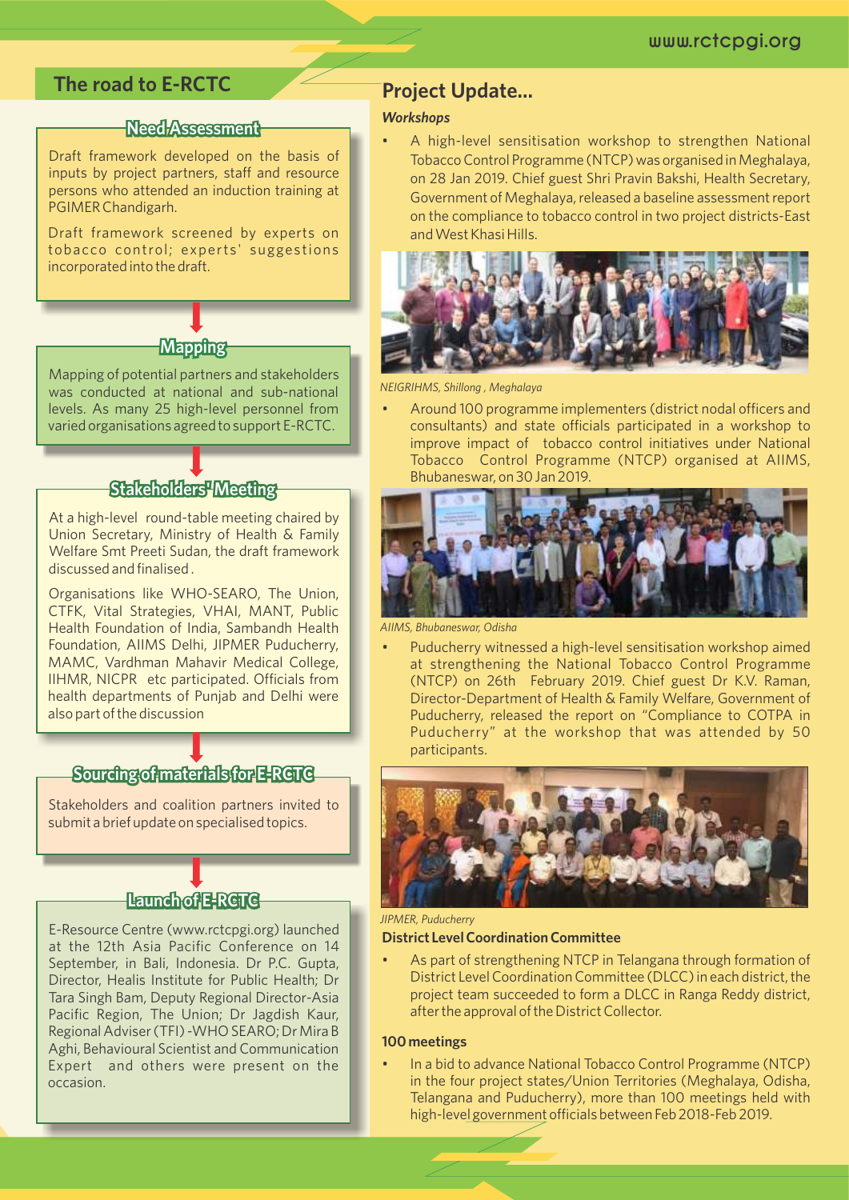## The road to E-RCTC

### Need Assessment

Draft framework developed on the basis of inputs by project partners, staff and resource persons who attended an induction training at PGIMER Chandigarh.

Draft framework screened by experts on tobacco control; experts' suggestions incorporated into the draft.

### Mapping

Mapping of potential partners and stakeholders was conducted at national and sub-national levels. As many 25 high-level personnel from varied organisations agreed to support E-RCTC.

### Stakeholders' Meeting

At a high-level round-table meeting chaired by Union Secretary, Ministry of Health & Family Welfare Smt Preeti Sudan, the draft framework discussed and finalised.

Organisations like WHO-SEARO, The Union, CTFK, Vital Strategies, VHAI, MANT, Public Health Foundation of India, Sambandh Health Foundation, AIIMS Delhi, JIPMER Puducherry, MAMC, Vardhman Mahavir Medical College, IIHMR, NICPR etc participated. Officials from health departments of Punjab and Delhi were also part of the discussion

### Sourcing of materials for E-RCTC

Stakeholders and coalition partners invited to submit a brief update on specialised topics.

### Launch of E-RCTC

E-Resource Centre (www.rctcpgi.org) launched at the 12th Asia Pacific Conference on 14 September, in Bali, Indonesia. Dr P.C. Gupta, Director, Healis Institute for Public Health; Dr Tara Singh Bam, Deputy Regional Director-Asia Pacific Region, The Union; Dr Jagdish Kaur, Regional Adviser (TFI) -WHO SEARO; Dr Mira B Aghi, Behavioural Scientist and Communication Expert and others were present on the occasion.

## Project Update...

### *Workshops*

- A high-level sensitisation workshop to strengthen National Tobacco Control Programme (NTCP) was organised in Meghalaya, on 28 Jan 2019. Chief guest Shri Pravin Bakshi, Health Secretary, Government of Meghalaya, released a baseline assessment report on the compliance to tobacco control in two project districts-East and West Khasi Hills.

*NEIGRIHMS, Shillong , Meghalaya*

- Around 100 programme implementers (district nodal officers and consultants) and state officials participated in a workshop to improve impact of tobacco control initiatives under National Tobacco Control Programme (NTCP) organised at AIIMS, Bhubaneswar, on 30 Jan 2019.

*AIIMS, Bhubaneswar, Odisha*

- Puducherry witnessed a high-level sensitisation workshop aimed at strengthening the National Tobacco Control Programme (NTCP) on 26th February 2019. Chief guest Dr K.V. Raman, Director-Department of Health & Family Welfare, Government of Puducherry, released the report on "Compliance to COTPA in Puducherry" at the workshop that was attended by 50 participants.

*JIPMER, Puducherry*

### District Level Coordination Committee

- As part of strengthening NTCP in Telangana through formation of District Level Coordination Committee (DLCC) in each district, the project team succeeded to form a DLCC in Ranga Reddy district, after the approval of the District Collector.

### 100 meetings

- In a bid to advance National Tobacco Control Programme (NTCP) in the four project states/Union Territories (Meghalaya, Odisha, Telangana and Puducherry), more than 100 meetings held with high-level government officials between Feb 2018-Feb 2019.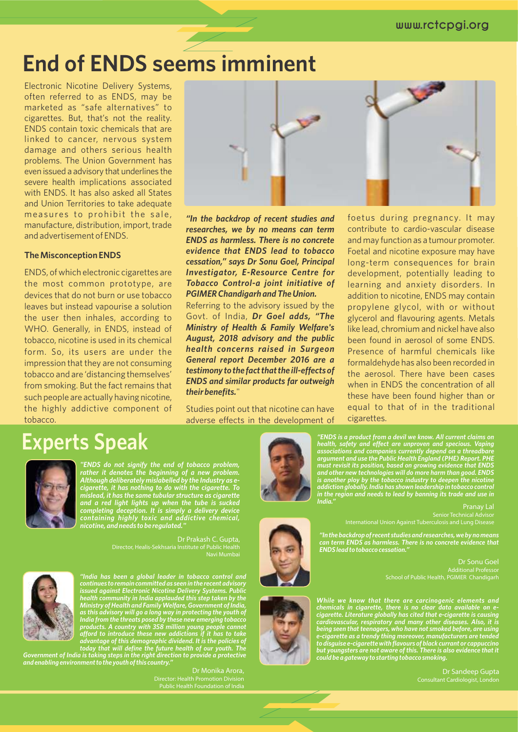# End of ENDS seems imminent

Electronic Nicotine Delivery Systems, often referred to as ENDS, may be marketed as "safe alternatives" to cigarettes. But, that's not the reality. ENDS contain toxic chemicals that are linked to cancer, nervous system damage and others serious health problems. The Union Government has even issued a advisory that underlines the severe health implications associated with ENDS. It has also asked all States and Union Territories to take adequate measures to prohibit the sale, manufacture, distribution, import, trade and advertisement of ENDS.

### The Misconception ENDS

ENDS, of which electronic cigarettes are the most common prototype, are devices that do not burn or use tobacco leaves but instead vapourise a solution the user then inhales, according to WHO. Generally, in ENDS, instead of tobacco, nicotine is used in its chemical form. So, its users are under the impression that they are not consuming tobacco and are 'distancing themselves' from smoking. But the fact remains that such people are actually having nicotine, the highly addictive component of tobacco.

***"In the backdrop of recent studies and researches, we by no means can term ENDS as harmless. There is no concrete evidence that ENDS lead to tobacco cessation," says Dr Sonu Goel, Principal Investigator, E-Resource Centre for Tobacco Control-a joint initiative of PGIMER Chandigarh and The Union.***

Referring to the advisory issued by the Govt. of India, ***Dr Goel adds, "The Ministry of Health & Family Welfare's August, 2018 advisory and the public health concerns raised in Surgeon General report December 2016 are a testimony to the fact that the ill-effects of ENDS and similar products far outweigh their benefits."***

Studies point out that nicotine can have adverse effects in the development of foetus during pregnancy. It may contribute to cardio-vascular disease and may function as a tumour promoter. Foetal and nicotine exposure may have long-term consequences for brain development, potentially leading to learning and anxiety disorders. In addition to nicotine, ENDS may contain propylene glycol, with or without glycerol and flavouring agents. Metals like lead, chromium and nickel have also been found in aerosol of some ENDS. Presence of harmful chemicals like formaldehyde has also been recorded in the aerosol. There have been cases when in ENDS the concentration of all these have been found higher than or equal to that of in the traditional cigarettes.

## Experts Speak

***"ENDS do not signify the end of tobacco problem, rather it denotes the beginning of a new problem. Although deliberately mislabelled by the Industry as e-cigarette, it has nothing to do with the cigarette. To mislead, it has the same tubular structure as cigarette and a red light lights up when the tube is sucked completing deception. It is simply a delivery device containing highly toxic and addictive chemical, nicotine, and needs to be regulated."***

Dr Prakash C. Gupta,
Director, Healis-Sekhsaria Institute of Public Health
Navi Mumbai

***"India has been a global leader in tobacco control and continues to remain committed as seen in the recent advisory issued against Electronic Nicotine Delivery Systems. Public health community in India applauded this step taken by the Ministry of Health and Family Welfare, Government of India, as this advisory will go a long way in protecting the youth of India from the threats posed by these new emerging tobacco products. A country with 358 million young people cannot afford to introduce these new addictions if it has to take advantage of this demographic dividend. It is the policies of today that will define the future health of our youth. The Government of India is taking steps in the right direction to provide a protective and enabling environment to the youth of this country."***

Dr Monika Arora,
Director: Health Promotion Division
Public Health Foundation of India

***"ENDS is a product from a devil we know. All current claims on health, safety and effect are unproven and specious. Vaping associations and companies currently depend on a threadbare argument and use the Public Health England (PHE) Report. PHE must revisit its position, based on growing evidence that ENDS and other new technologies will do more harm than good. ENDS is another ploy by the tobacco industry to deepen the nicotine addiction globally. India has shown leadership in tobacco control in the region and needs to lead by banning its trade and use in India."***

Pranay Lal
Senior Technical Advisor
International Union Against Tuberculosis and Lung Disease

***"In the backdrop of recent studies and researches, we by no means can term ENDS as harmless. There is no concrete evidence that ENDS lead to tobacco cessation."***

Dr Sonu Goel
Additional Professor
School of Public Health, PGIMER Chandigarh

***While we know that there are carcinogenic elements and chemicals in cigarette, there is no clear data available on e-cigarette. Literature globally has cited that e-cigarette is causing cardiovascular, respiratory and many other diseases. Also, it is being seen that teenagers, who have not smoked before, are using e-cigarette as a trendy thing moreover, manufacturers are tended to disguise e-cigarette with flavours of black currant or cappuccino but youngsters are not aware of this. There is also evidence that it could be a gateway to starting tobacco smoking.***

Dr Sandeep Gupta
Consultant Cardiologist, London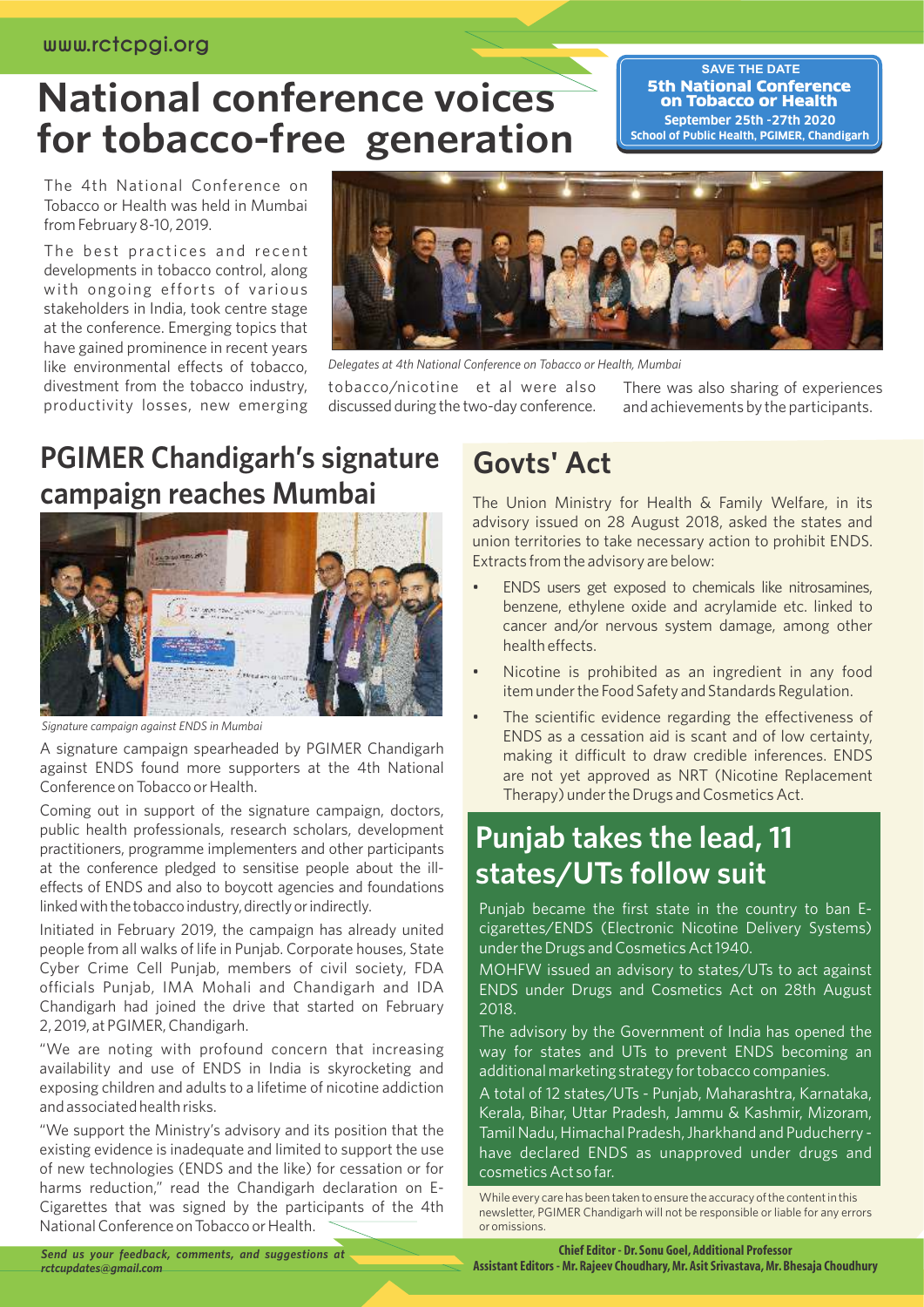www.rctcpgi.org

# National conference voices for tobacco-free generation

**SAVE THE DATE**
**5th National Conference on Tobacco or Health**
**September 25th -27th 2020**
**School of Public Health, PGIMER, Chandigarh**

The 4th National Conference on Tobacco or Health was held in Mumbai from February 8-10, 2019.

The best practices and recent developments in tobacco control, along with ongoing efforts of various stakeholders in India, took centre stage at the conference. Emerging topics that have gained prominence in recent years like environmental effects of tobacco, divestment from the tobacco industry, productivity losses, new emerging tobacco/nicotine et al were also discussed during the two-day conference. There was also sharing of experiences and achievements by the participants.

*Delegates at 4th National Conference on Tobacco or Health, Mumbai*

## PGIMER Chandigarh's signature campaign reaches Mumbai

*Signature campaign against ENDS in Mumbai*

A signature campaign spearheaded by PGIMER Chandigarh against ENDS found more supporters at the 4th National Conference on Tobacco or Health.

Coming out in support of the signature campaign, doctors, public health professionals, research scholars, development practitioners, programme implementers and other participants at the conference pledged to sensitise people about the ill-effects of ENDS and also to boycott agencies and foundations linked with the tobacco industry, directly or indirectly.

Initiated in February 2019, the campaign has already united people from all walks of life in Punjab. Corporate houses, State Cyber Crime Cell Punjab, members of civil society, FDA officials Punjab, IMA Mohali and Chandigarh and IDA Chandigarh had joined the drive that started on February 2, 2019, at PGIMER, Chandigarh.

"We are noting with profound concern that increasing availability and use of ENDS in India is skyrocketing and exposing children and adults to a lifetime of nicotine addiction and associated health risks.

"We support the Ministry's advisory and its position that the existing evidence is inadequate and limited to support the use of new technologies (ENDS and the like) for cessation or for harms reduction," read the Chandigarh declaration on E-Cigarettes that was signed by the participants of the 4th National Conference on Tobacco or Health.

## Govts' Act

The Union Ministry for Health & Family Welfare, in its advisory issued on 28 August 2018, asked the states and union territories to take necessary action to prohibit ENDS. Extracts from the advisory are below:

- ENDS users get exposed to chemicals like nitrosamines, benzene, ethylene oxide and acrylamide etc. linked to cancer and/or nervous system damage, among other health effects.
- Nicotine is prohibited as an ingredient in any food item under the Food Safety and Standards Regulation.
- The scientific evidence regarding the effectiveness of ENDS as a cessation aid is scant and of low certainty, making it difficult to draw credible inferences. ENDS are not yet approved as NRT (Nicotine Replacement Therapy) under the Drugs and Cosmetics Act.

## Punjab takes the lead, 11 states/UTs follow suit

Punjab became the first state in the country to ban E-cigarettes/ENDS (Electronic Nicotine Delivery Systems) under the Drugs and Cosmetics Act 1940.

MOHFW issued an advisory to states/UTs to act against ENDS under Drugs and Cosmetics Act on 28th August 2018.

The advisory by the Government of India has opened the way for states and UTs to prevent ENDS becoming an additional marketing strategy for tobacco companies.

A total of 12 states/UTs - Punjab, Maharashtra, Karnataka, Kerala, Bihar, Uttar Pradesh, Jammu & Kashmir, Mizoram, Tamil Nadu, Himachal Pradesh, Jharkhand and Puducherry - have declared ENDS as unapproved under drugs and cosmetics Act so far.

While every care has been taken to ensure the accuracy of the content in this newsletter, PGIMER Chandigarh will not be responsible or liable for any errors or omissions.

*Send us your feedback, comments, and suggestions at rctcupdates@gmail.com*

**Chief Editor - Dr. Sonu Goel, Additional Professor**
**Assistant Editors - Mr. Rajeev Choudhary, Mr. Asit Srivastava, Mr. Bhesaja Choudhury**